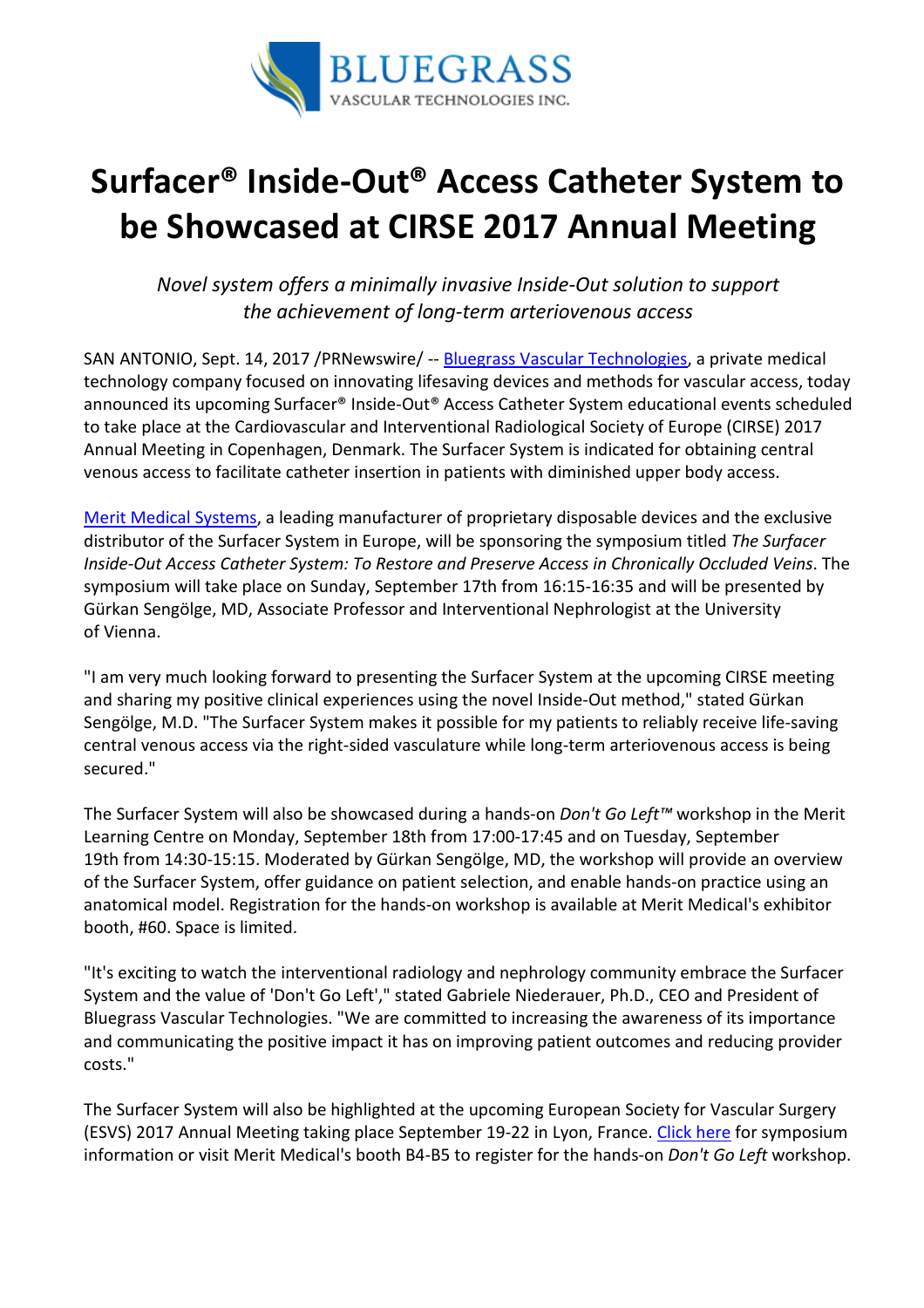BLUEGRASS
VASCULAR TECHNOLOGIES INC.

# Surfacer® Inside-Out® Access Catheter System to be Showcased at CIRSE 2017 Annual Meeting

*Novel system offers a minimally invasive Inside-Out solution to support the achievement of long-term arteriovenous access*

SAN ANTONIO, Sept. 14, 2017 /PRNewswire/ -- Bluegrass Vascular Technologies, a private medical technology company focused on innovating lifesaving devices and methods for vascular access, today announced its upcoming Surfacer® Inside-Out® Access Catheter System educational events scheduled to take place at the Cardiovascular and Interventional Radiological Society of Europe (CIRSE) 2017 Annual Meeting in Copenhagen, Denmark. The Surfacer System is indicated for obtaining central venous access to facilitate catheter insertion in patients with diminished upper body access.

Merit Medical Systems, a leading manufacturer of proprietary disposable devices and the exclusive distributor of the Surfacer System in Europe, will be sponsoring the symposium titled *The Surfacer Inside-Out Access Catheter System: To Restore and Preserve Access in Chronically Occluded Veins*. The symposium will take place on Sunday, September 17th from 16:15-16:35 and will be presented by Gürkan Sengölge, MD, Associate Professor and Interventional Nephrologist at the University of Vienna.

"I am very much looking forward to presenting the Surfacer System at the upcoming CIRSE meeting and sharing my positive clinical experiences using the novel Inside-Out method," stated Gürkan Sengölge, M.D. "The Surfacer System makes it possible for my patients to reliably receive life-saving central venous access via the right-sided vasculature while long-term arteriovenous access is being secured."

The Surfacer System will also be showcased during a hands-on *Don't Go Left™* workshop in the Merit Learning Centre on Monday, September 18th from 17:00-17:45 and on Tuesday, September 19th from 14:30-15:15. Moderated by Gürkan Sengölge, MD, the workshop will provide an overview of the Surfacer System, offer guidance on patient selection, and enable hands-on practice using an anatomical model. Registration for the hands-on workshop is available at Merit Medical's exhibitor booth, #60. Space is limited.

"It's exciting to watch the interventional radiology and nephrology community embrace the Surfacer System and the value of 'Don't Go Left'," stated Gabriele Niederauer, Ph.D., CEO and President of Bluegrass Vascular Technologies. "We are committed to increasing the awareness of its importance and communicating the positive impact it has on improving patient outcomes and reducing provider costs."

The Surfacer System will also be highlighted at the upcoming European Society for Vascular Surgery (ESVS) 2017 Annual Meeting taking place September 19-22 in Lyon, France. Click here for symposium information or visit Merit Medical's booth B4-B5 to register for the hands-on *Don't Go Left* workshop.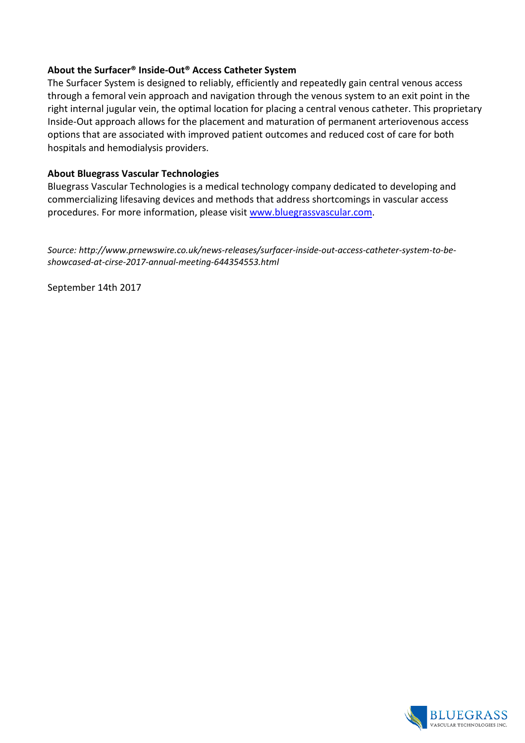### About the Surfacer® Inside-Out® Access Catheter System

The Surfacer System is designed to reliably, efficiently and repeatedly gain central venous access through a femoral vein approach and navigation through the venous system to an exit point in the right internal jugular vein, the optimal location for placing a central venous catheter. This proprietary Inside-Out approach allows for the placement and maturation of permanent arteriovenous access options that are associated with improved patient outcomes and reduced cost of care for both hospitals and hemodialysis providers.

### About Bluegrass Vascular Technologies

Bluegrass Vascular Technologies is a medical technology company dedicated to developing and commercializing lifesaving devices and methods that address shortcomings in vascular access procedures. For more information, please visit [www.bluegrassvascular.com](http://www.bluegrassvascular.com).

*Source: http://www.prnewswire.co.uk/news-releases/surfacer-inside-out-access-catheter-system-to-be-showcased-at-cirse-2017-annual-meeting-644354553.html*

September 14th 2017